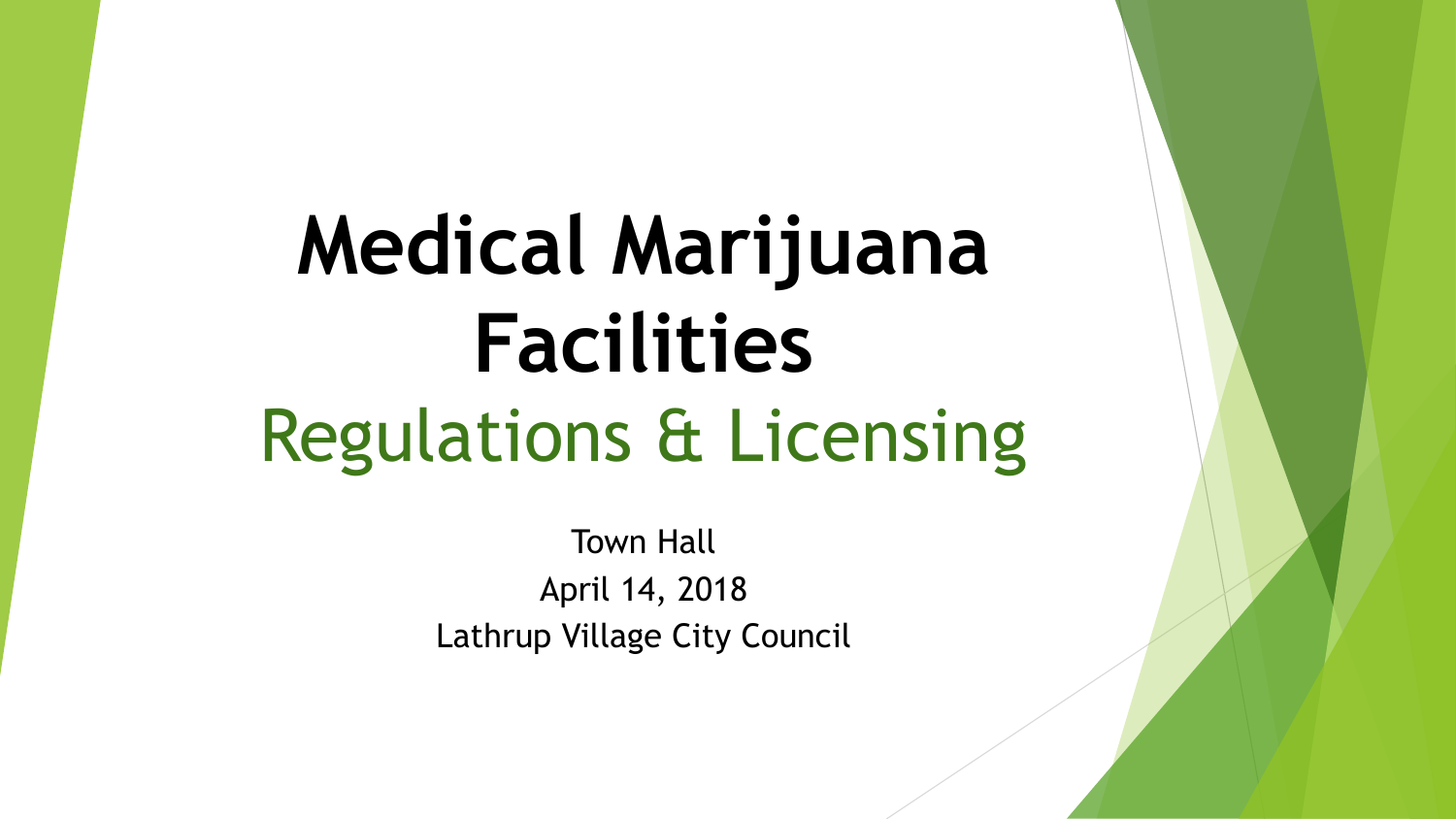# Medical Marijuana Facilities

## Regulations & Licensing

Town Hall

April 14, 2018

Lathrup Village City Council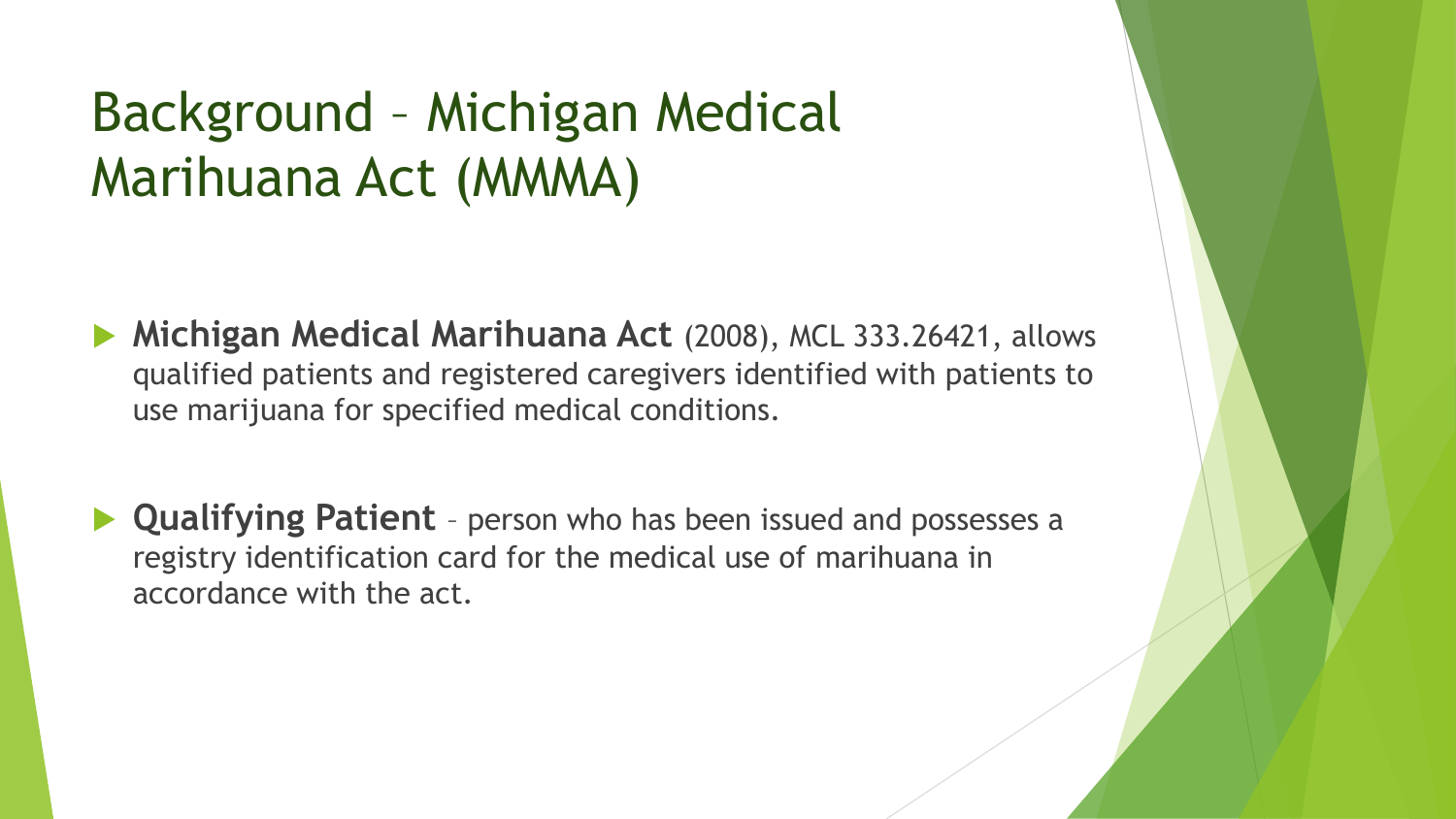# Background – Michigan Medical Marihuana Act (MMMA)

- **Michigan Medical Marihuana Act** (2008), MCL 333.26421, allows qualified patients and registered caregivers identified with patients to use marijuana for specified medical conditions.

- **Qualifying Patient** – person who has been issued and possesses a registry identification card for the medical use of marihuana in accordance with the act.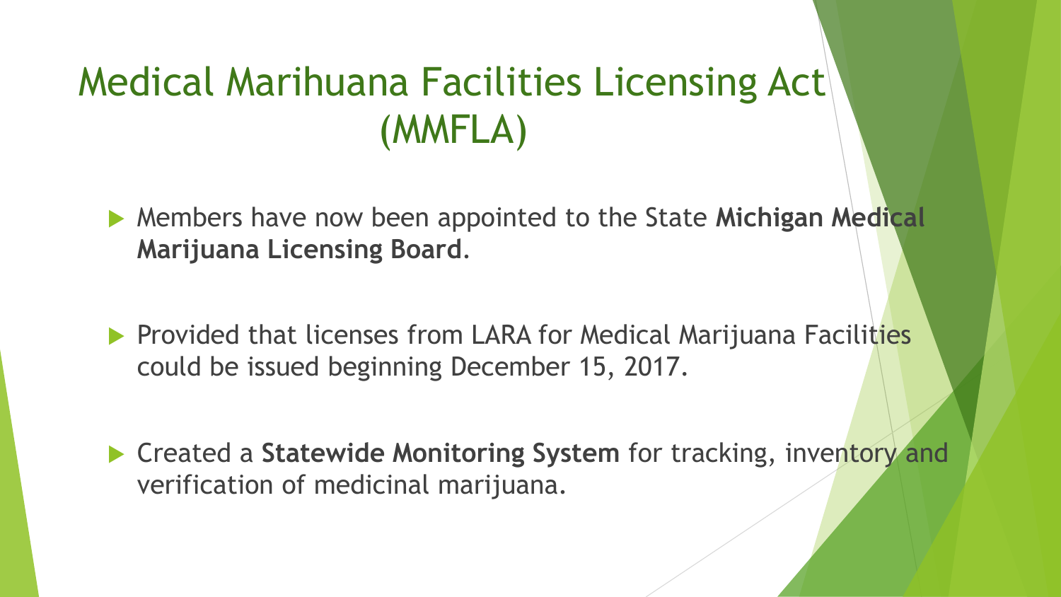# Medical Marihuana Facilities Licensing Act (MMFLA)

- Members have now been appointed to the State **Michigan Medical Marijuana Licensing Board**.
- Provided that licenses from LARA for Medical Marijuana Facilities could be issued beginning December 15, 2017.
- Created a **Statewide Monitoring System** for tracking, inventory and verification of medicinal marijuana.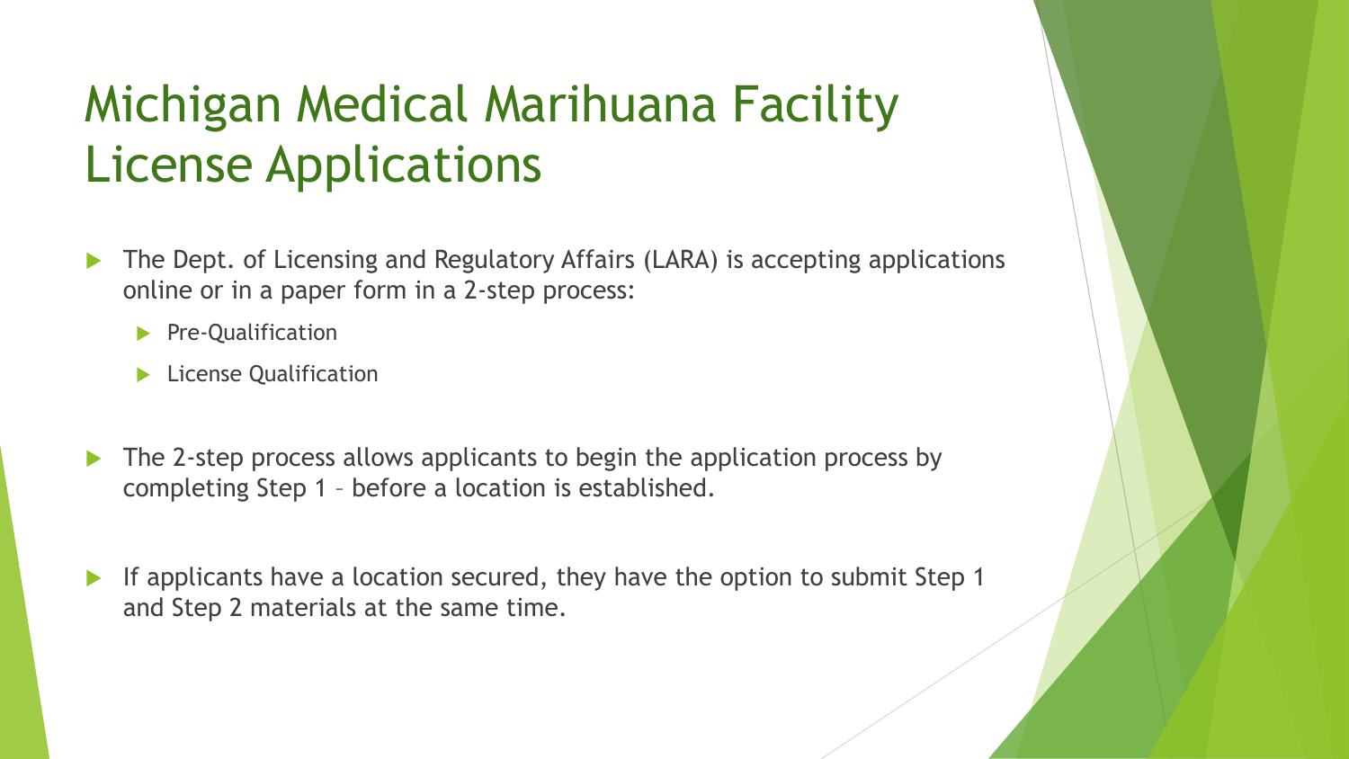# Michigan Medical Marihuana Facility License Applications

- The Dept. of Licensing and Regulatory Affairs (LARA) is accepting applications online or in a paper form in a 2-step process:
  - Pre-Qualification
  - License Qualification
- The 2-step process allows applicants to begin the application process by completing Step 1 – before a location is established.
- If applicants have a location secured, they have the option to submit Step 1 and Step 2 materials at the same time.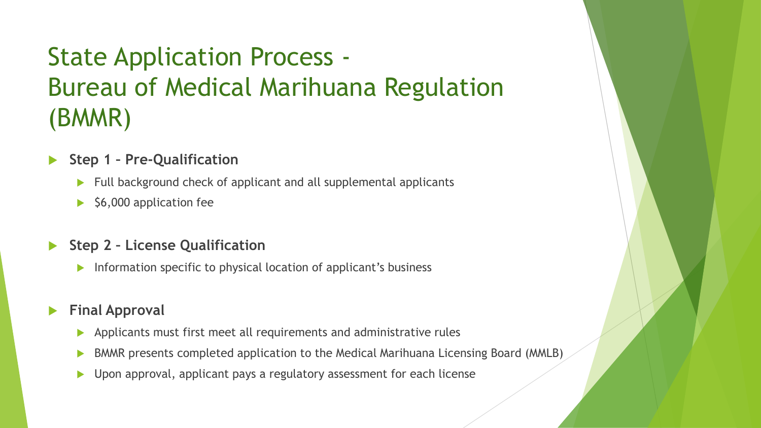# State Application Process - Bureau of Medical Marihuana Regulation (BMMR)

- **Step 1 – Pre-Qualification**
  - Full background check of applicant and all supplemental applicants
  - $6,000 application fee

- **Step 2 – License Qualification**
  - Information specific to physical location of applicant's business

- **Final Approval**
  - Applicants must first meet all requirements and administrative rules
  - BMMR presents completed application to the Medical Marihuana Licensing Board (MMLB)
  - Upon approval, applicant pays a regulatory assessment for each license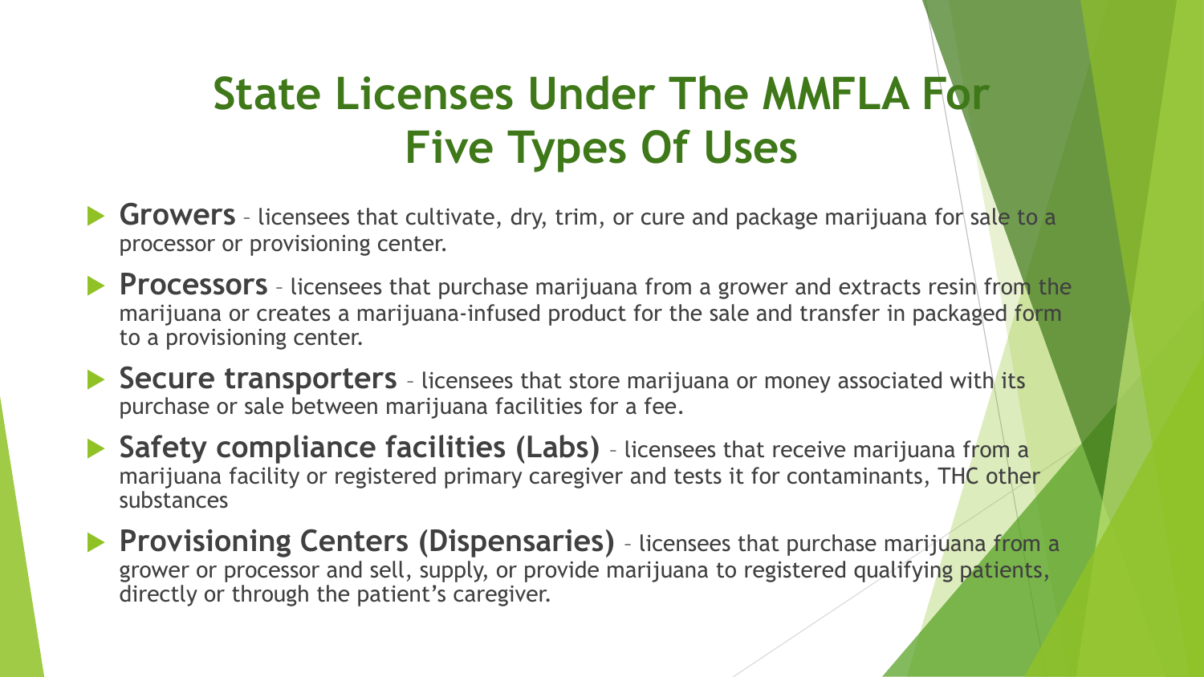# State Licenses Under The MMFLA For Five Types Of Uses

- **Growers** – licensees that cultivate, dry, trim, or cure and package marijuana for sale to a processor or provisioning center.
- **Processors** – licensees that purchase marijuana from a grower and extracts resin from the marijuana or creates a marijuana-infused product for the sale and transfer in packaged form to a provisioning center.
- **Secure transporters** – licensees that store marijuana or money associated with its purchase or sale between marijuana facilities for a fee.
- **Safety compliance facilities (Labs)** – licensees that receive marijuana from a marijuana facility or registered primary caregiver and tests it for contaminants, THC other substances
- **Provisioning Centers (Dispensaries)** – licensees that purchase marijuana from a grower or processor and sell, supply, or provide marijuana to registered qualifying patients, directly or through the patient's caregiver.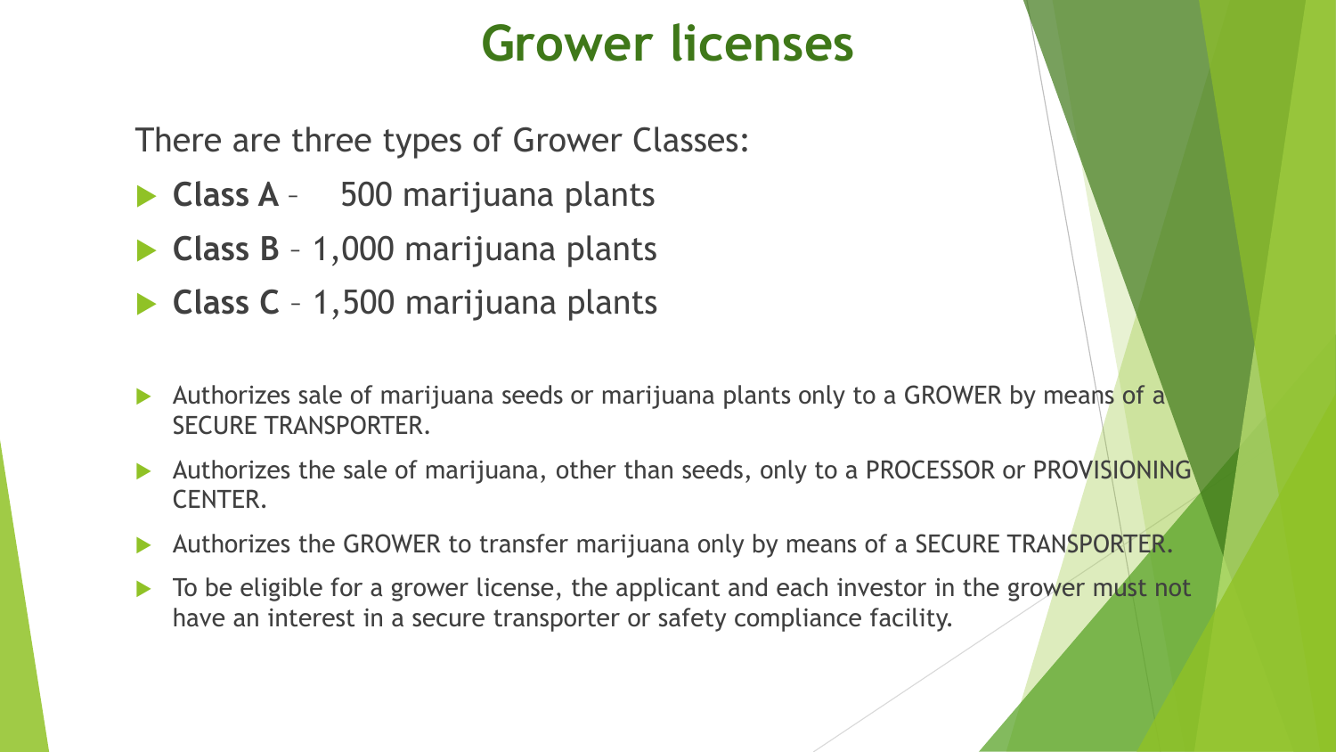# Grower licenses

There are three types of Grower Classes:

- **Class A** – 500 marijuana plants
- **Class B** – 1,000 marijuana plants
- **Class C** – 1,500 marijuana plants

- Authorizes sale of marijuana seeds or marijuana plants only to a GROWER by means of a SECURE TRANSPORTER.
- Authorizes the sale of marijuana, other than seeds, only to a PROCESSOR or PROVISIONING CENTER.
- Authorizes the GROWER to transfer marijuana only by means of a SECURE TRANSPORTER.
- To be eligible for a grower license, the applicant and each investor in the grower must not have an interest in a secure transporter or safety compliance facility.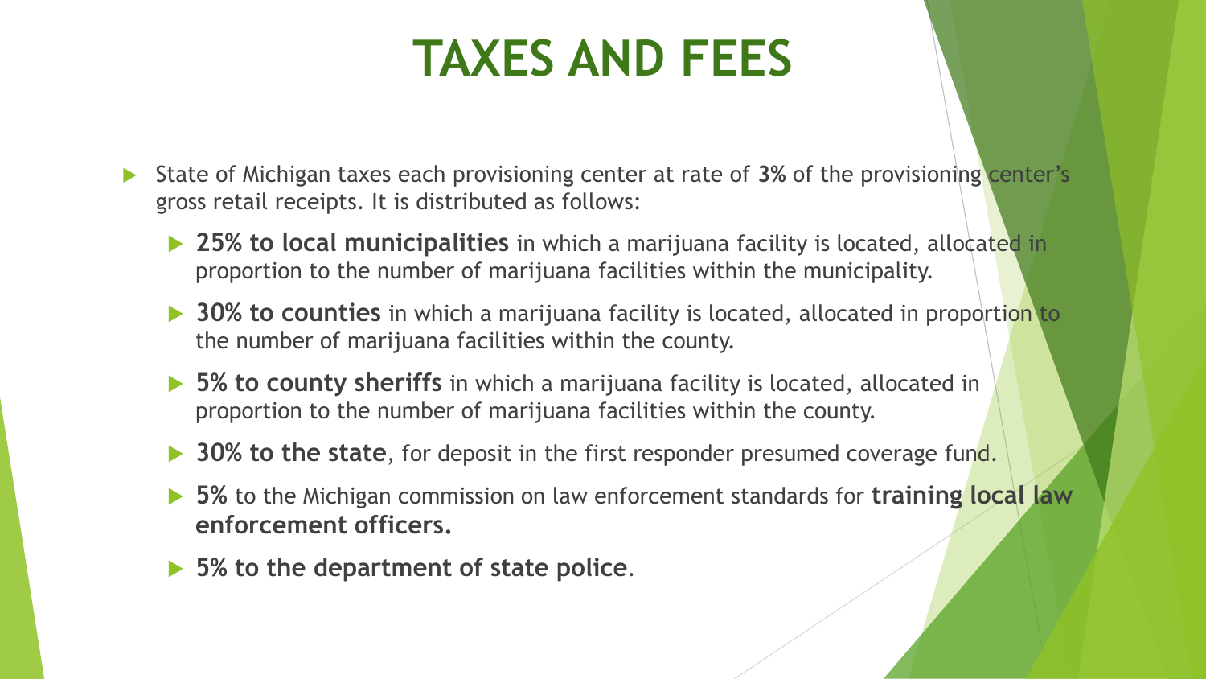# TAXES AND FEES

- State of Michigan taxes each provisioning center at rate of **3%** of the provisioning center's gross retail receipts. It is distributed as follows:
  - **25% to local municipalities** in which a marijuana facility is located, allocated in proportion to the number of marijuana facilities within the municipality.
  - **30% to counties** in which a marijuana facility is located, allocated in proportion to the number of marijuana facilities within the county.
  - **5% to county sheriffs** in which a marijuana facility is located, allocated in proportion to the number of marijuana facilities within the county.
  - **30% to the state**, for deposit in the first responder presumed coverage fund.
  - **5%** to the Michigan commission on law enforcement standards for **training local law enforcement officers.**
  - **5% to the department of state police**.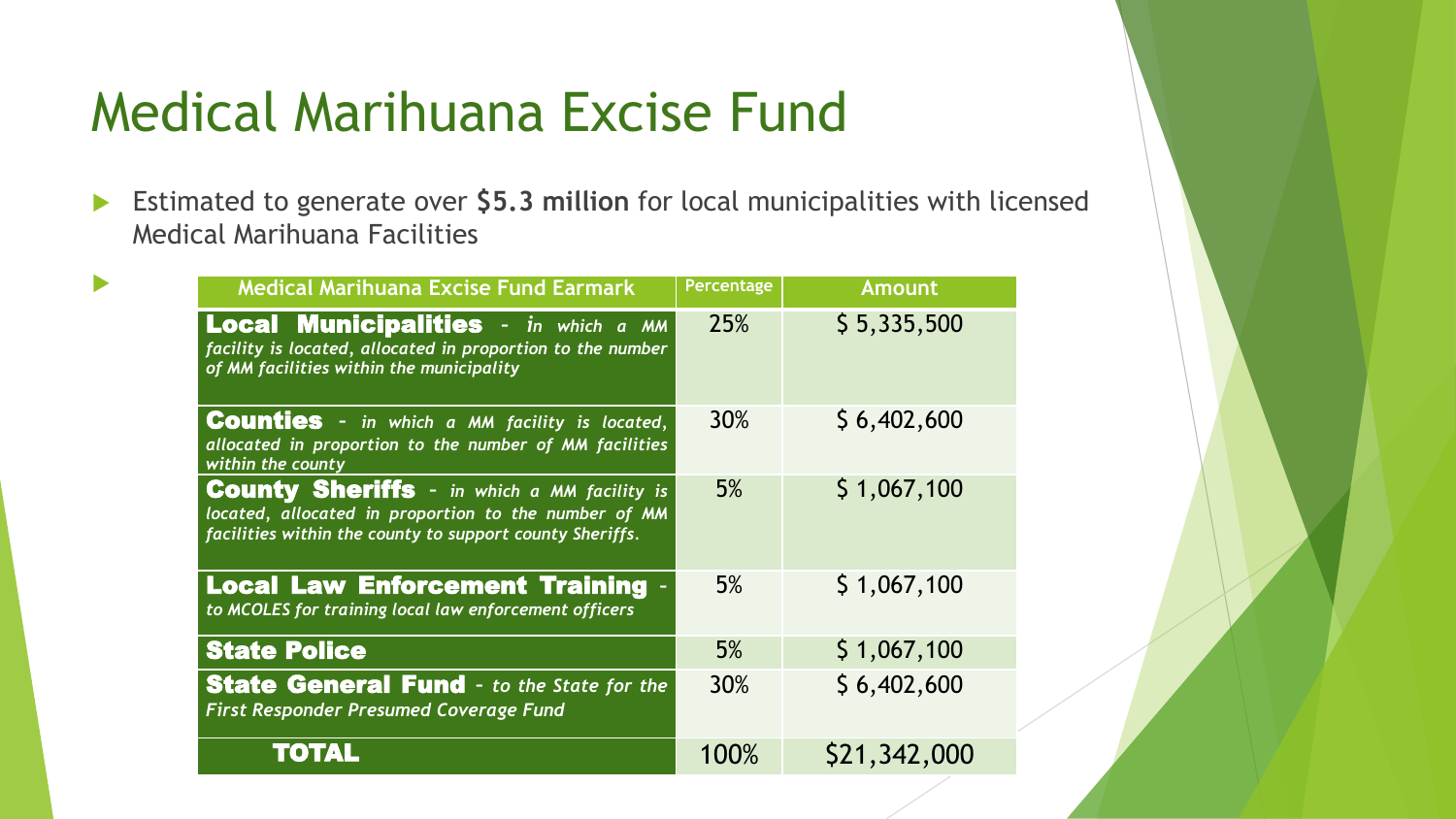# Medical Marihuana Excise Fund

- Estimated to generate over **$5.3 million** for local municipalities with licensed Medical Marihuana Facilities

| Medical Marihuana Excise Fund Earmark | Percentage | Amount |
|---|---|---|
| **Local Municipalities** - *in which a MM facility is located, allocated in proportion to the number of MM facilities within the municipality* | 25% | $ 5,335,500 |
| **Counties** - *in which a MM facility is located, allocated in proportion to the number of MM facilities within the county* | 30% | $ 6,402,600 |
| **County Sheriffs** - *in which a MM facility is located, allocated in proportion to the number of MM facilities within the county to support county Sheriffs.* | 5% | $ 1,067,100 |
| **Local Law Enforcement Training** - *to MCOLES for training local law enforcement officers* | 5% | $ 1,067,100 |
| **State Police** | 5% | $ 1,067,100 |
| **State General Fund** - *to the State for the First Responder Presumed Coverage Fund* | 30% | $ 6,402,600 |
| **TOTAL** | 100% | $21,342,000 |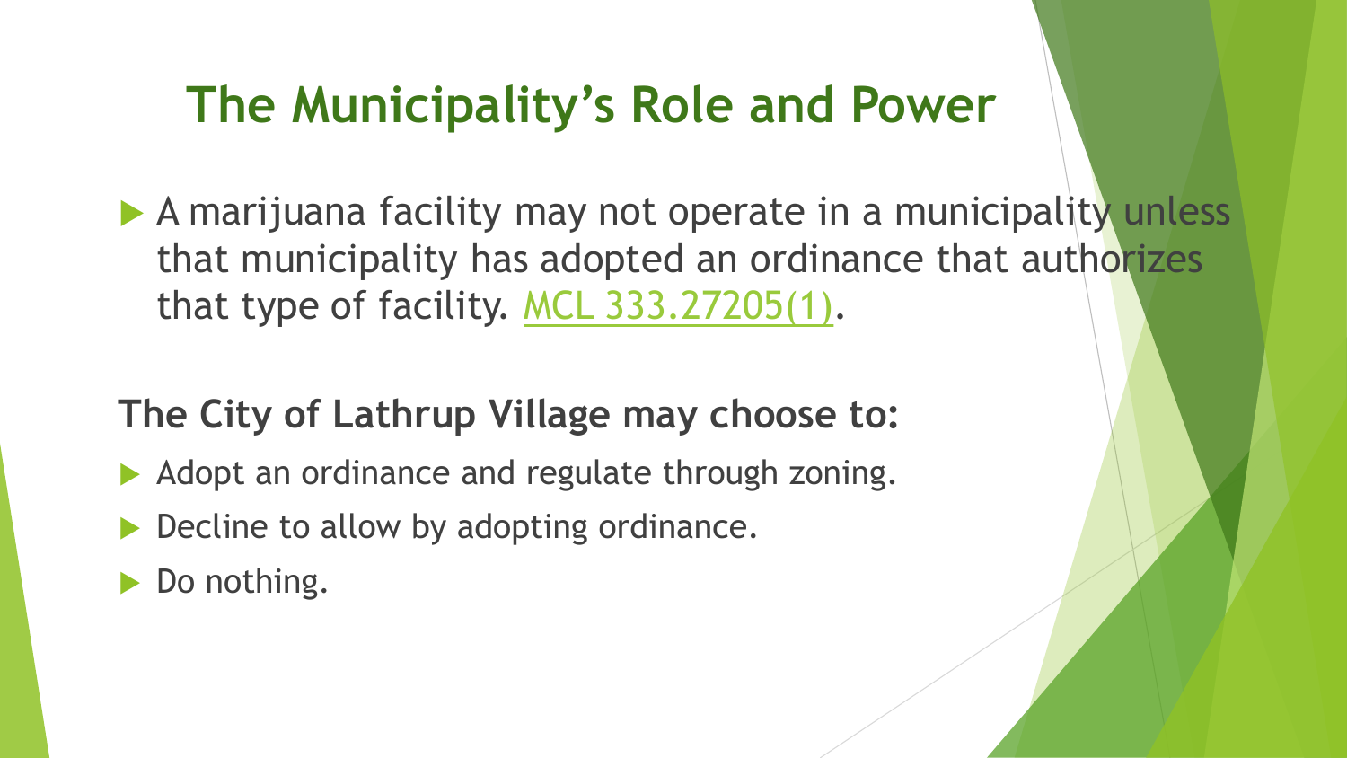# The Municipality's Role and Power

- A marijuana facility may not operate in a municipality unless that municipality has adopted an ordinance that authorizes that type of facility. MCL 333.27205(1).

**The City of Lathrup Village may choose to:**

- Adopt an ordinance and regulate through zoning.
- Decline to allow by adopting ordinance.
- Do nothing.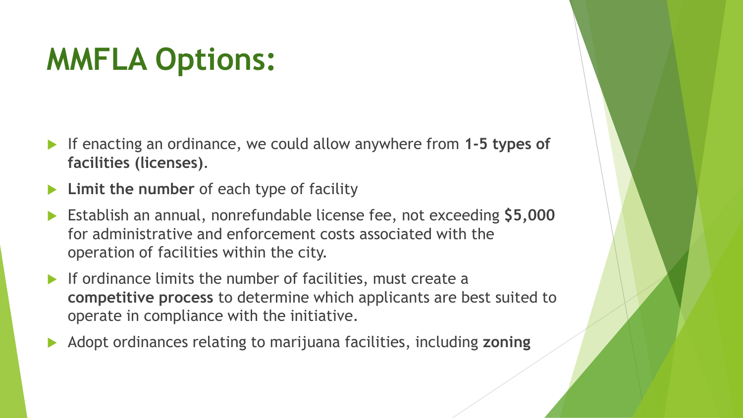# MMFLA Options:

- If enacting an ordinance, we could allow anywhere from **1-5 types of facilities (licenses)**.
- **Limit the number** of each type of facility
- Establish an annual, nonrefundable license fee, not exceeding **$5,000** for administrative and enforcement costs associated with the operation of facilities within the city.
- If ordinance limits the number of facilities, must create a **competitive process** to determine which applicants are best suited to operate in compliance with the initiative.
- Adopt ordinances relating to marijuana facilities, including **zoning**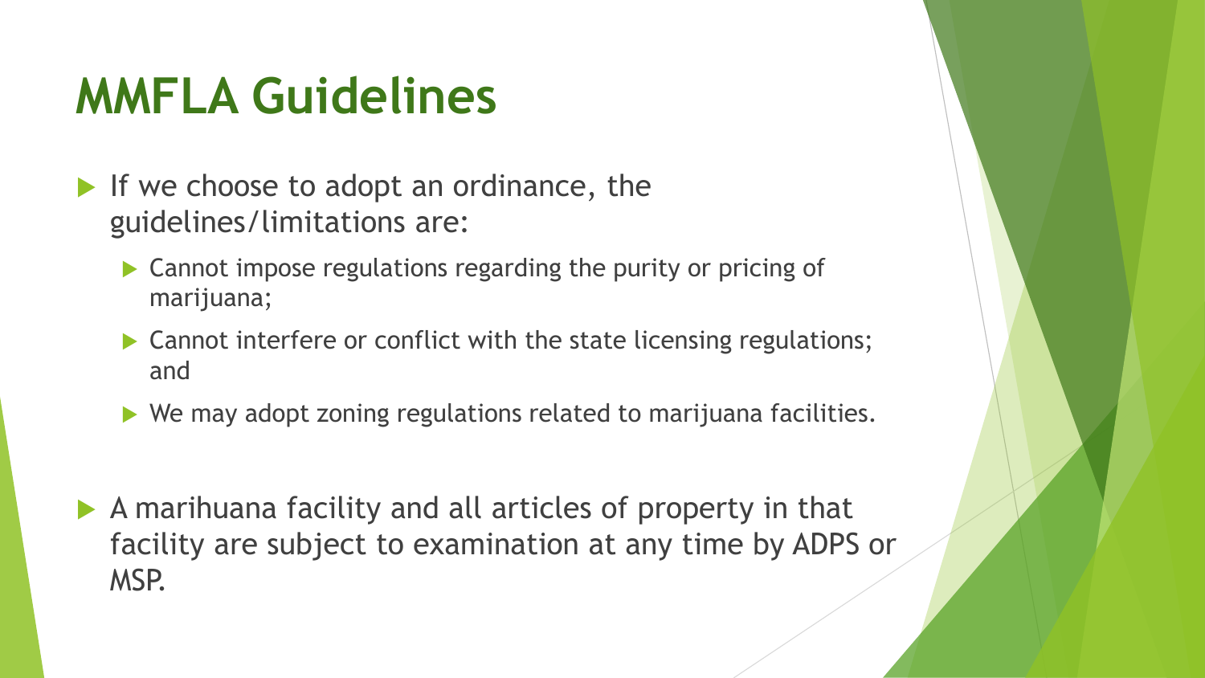# MMFLA Guidelines

- If we choose to adopt an ordinance, the guidelines/limitations are:
  - Cannot impose regulations regarding the purity or pricing of marijuana;
  - Cannot interfere or conflict with the state licensing regulations; and
  - We may adopt zoning regulations related to marijuana facilities.

- A marihuana facility and all articles of property in that facility are subject to examination at any time by ADPS or MSP.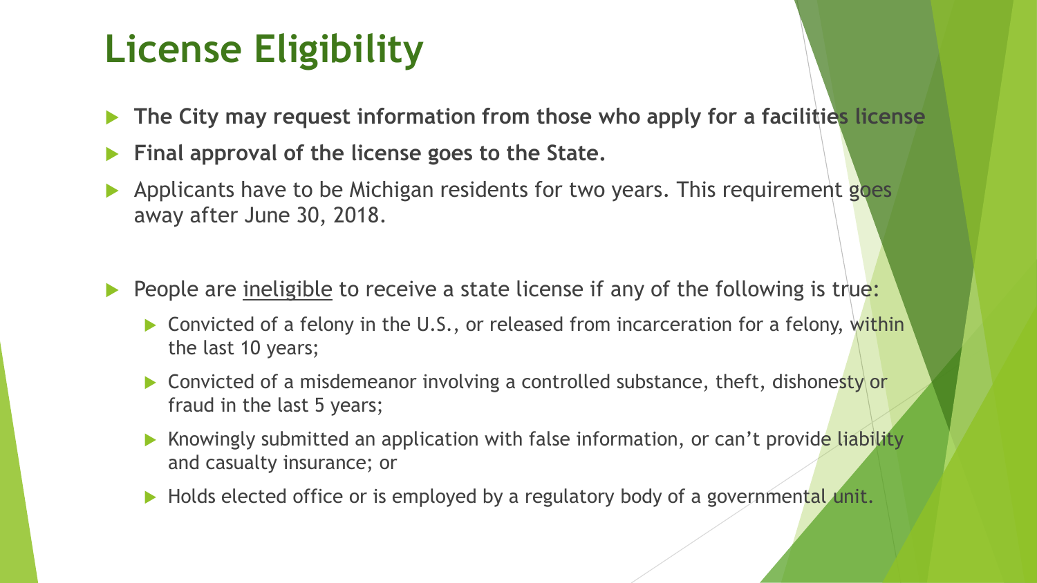# License Eligibility

- **The City may request information from those who apply for a facilities license**
- **Final approval of the license goes to the State.**
- Applicants have to be Michigan residents for two years. This requirement goes away after June 30, 2018.

- People are <u>ineligible</u> to receive a state license if any of the following is true:
  - Convicted of a felony in the U.S., or released from incarceration for a felony, within the last 10 years;
  - Convicted of a misdemeanor involving a controlled substance, theft, dishonesty or fraud in the last 5 years;
  - Knowingly submitted an application with false information, or can't provide liability and casualty insurance; or
  - Holds elected office or is employed by a regulatory body of a governmental unit.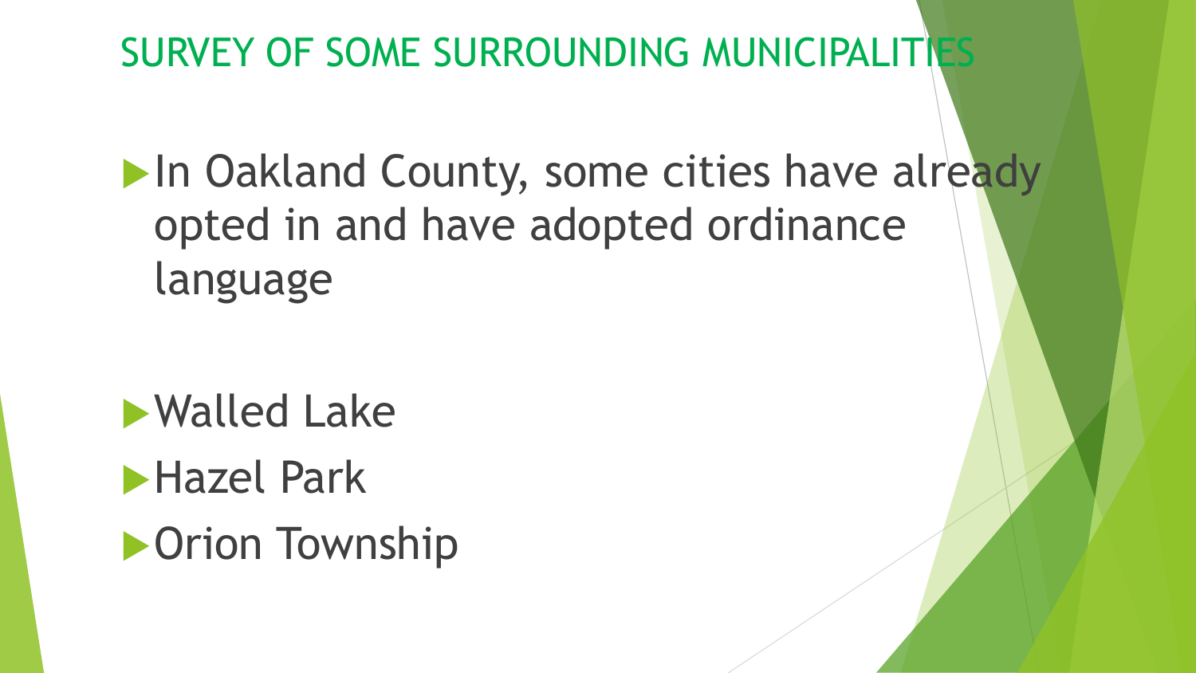# SURVEY OF SOME SURROUNDING MUNICIPALITIES

- In Oakland County, some cities have already opted in and have adopted ordinance language

- Walled Lake
- Hazel Park
- Orion Township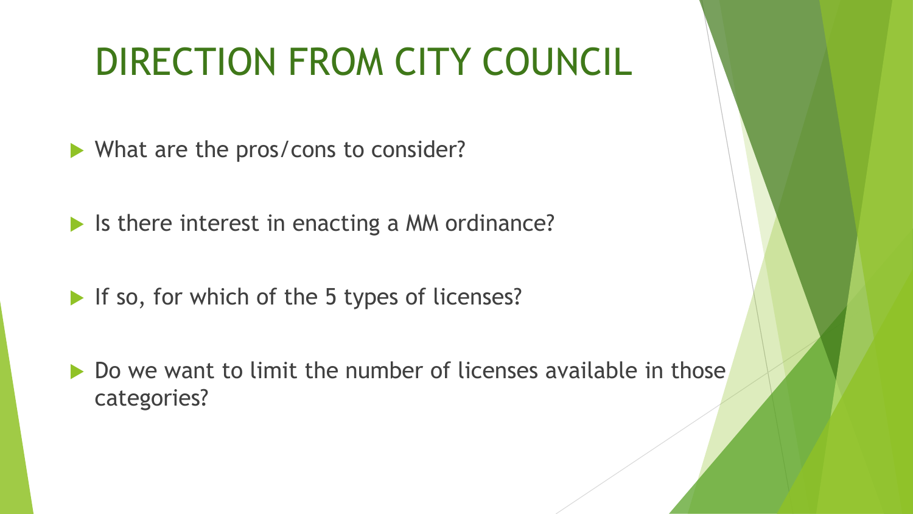# DIRECTION FROM CITY COUNCIL

- What are the pros/cons to consider?
- Is there interest in enacting a MM ordinance?
- If so, for which of the 5 types of licenses?
- Do we want to limit the number of licenses available in those categories?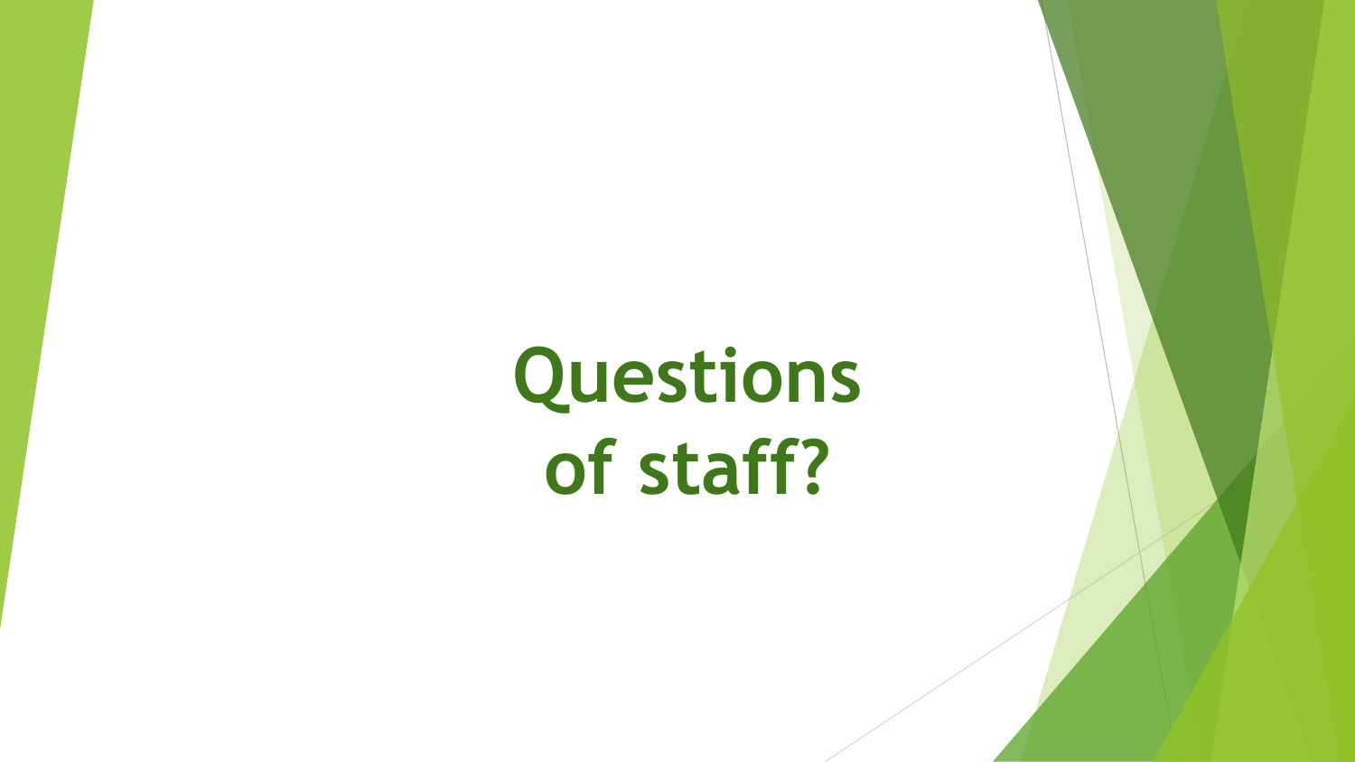# Questions of staff?